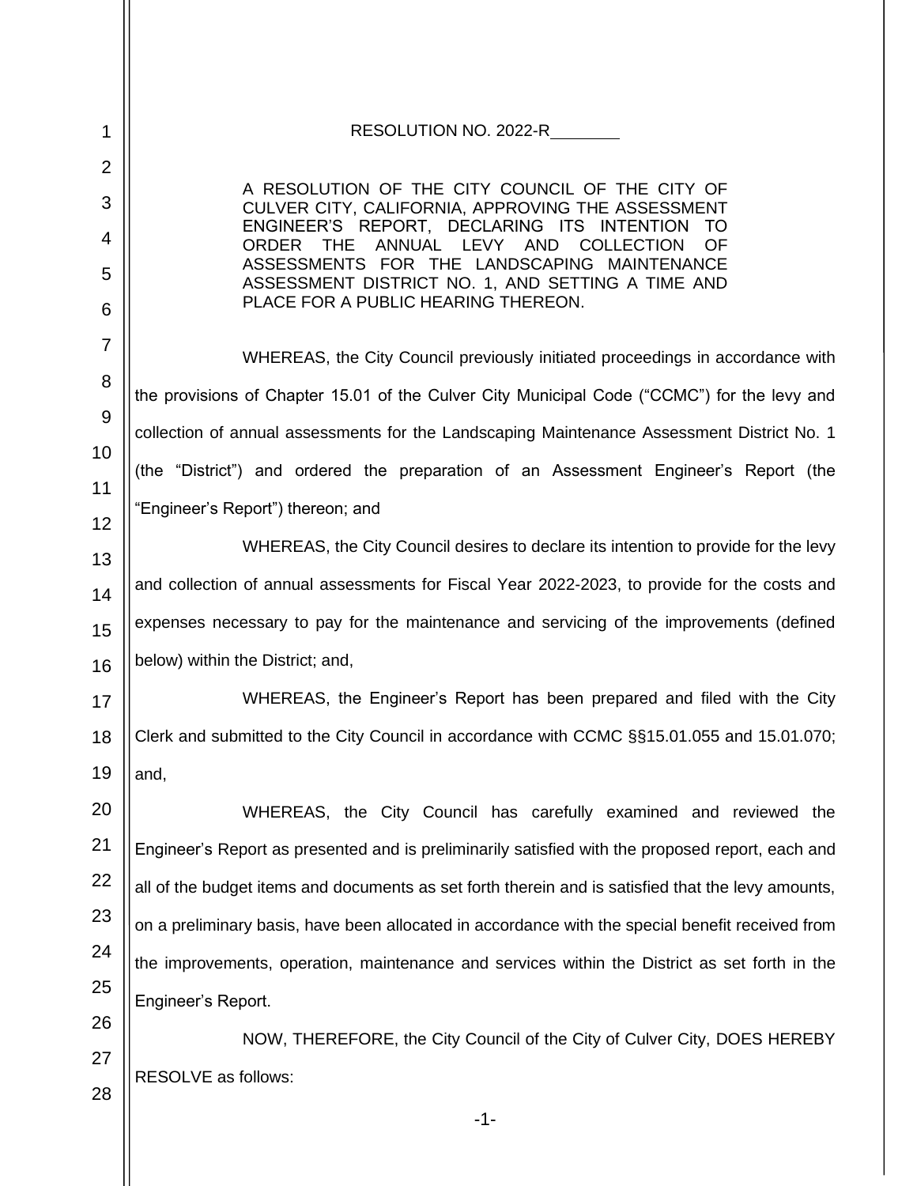RESOLUTION NO. 2022-R\_\_\_\_\_\_\_\_

A RESOLUTION OF THE CITY COUNCIL OF THE CITY OF CULVER CITY, CALIFORNIA, APPROVING THE ASSESSMENT ENGINEER'S REPORT, DECLARING ITS INTENTION TO ORDER THE ANNUAL LEVY AND COLLECTION OF ASSESSMENTS FOR THE LANDSCAPING MAINTENANCE ASSESSMENT DISTRICT NO. 1, AND SETTING A TIME AND PLACE FOR A PUBLIC HEARING THEREON.

WHEREAS, the City Council previously initiated proceedings in accordance with the provisions of Chapter 15.01 of the Culver City Municipal Code ("CCMC") for the levy and collection of annual assessments for the Landscaping Maintenance Assessment District No. 1 (the "District") and ordered the preparation of an Assessment Engineer's Report (the "Engineer's Report") thereon; and

WHEREAS, the City Council desires to declare its intention to provide for the levy and collection of annual assessments for Fiscal Year 2022-2023, to provide for the costs and expenses necessary to pay for the maintenance and servicing of the improvements (defined below) within the District; and,

WHEREAS, the Engineer's Report has been prepared and filed with the City Clerk and submitted to the City Council in accordance with CCMC §§15.01.055 and 15.01.070; and,

WHEREAS, the City Council has carefully examined and reviewed the Engineer's Report as presented and is preliminarily satisfied with the proposed report, each and all of the budget items and documents as set forth therein and is satisfied that the levy amounts, on a preliminary basis, have been allocated in accordance with the special benefit received from the improvements, operation, maintenance and services within the District as set forth in the Engineer's Report.

NOW, THEREFORE, the City Council of the City of Culver City, DOES HEREBY RESOLVE as follows: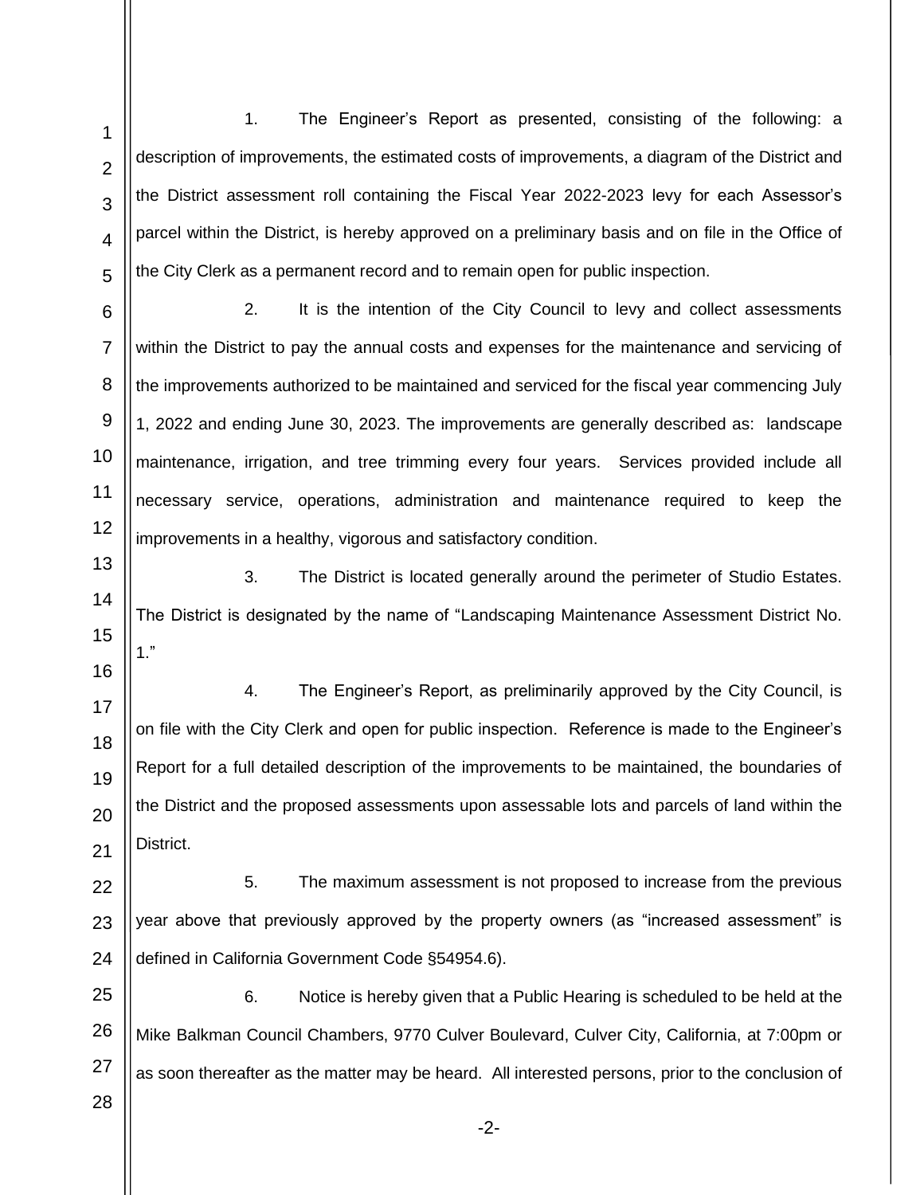1. The Engineer's Report as presented, consisting of the following: a description of improvements, the estimated costs of improvements, a diagram of the District and the District assessment roll containing the Fiscal Year 2022-2023 levy for each Assessor's parcel within the District, is hereby approved on a preliminary basis and on file in the Office of the City Clerk as a permanent record and to remain open for public inspection.

2. It is the intention of the City Council to levy and collect assessments within the District to pay the annual costs and expenses for the maintenance and servicing of the improvements authorized to be maintained and serviced for the fiscal year commencing July 1, 2022 and ending June 30, 2023. The improvements are generally described as: landscape maintenance, irrigation, and tree trimming every four years. Services provided include all necessary service, operations, administration and maintenance required to keep the improvements in a healthy, vigorous and satisfactory condition.

3. The District is located generally around the perimeter of Studio Estates. The District is designated by the name of "Landscaping Maintenance Assessment District No. 1."

4. The Engineer's Report, as preliminarily approved by the City Council, is on file with the City Clerk and open for public inspection. Reference is made to the Engineer's Report for a full detailed description of the improvements to be maintained, the boundaries of the District and the proposed assessments upon assessable lots and parcels of land within the District.

5. The maximum assessment is not proposed to increase from the previous year above that previously approved by the property owners (as "increased assessment" is defined in California Government Code §54954.6).

6. Notice is hereby given that a Public Hearing is scheduled to be held at the Mike Balkman Council Chambers, 9770 Culver Boulevard, Culver City, California, at 7:00pm or as soon thereafter as the matter may be heard. All interested persons, prior to the conclusion of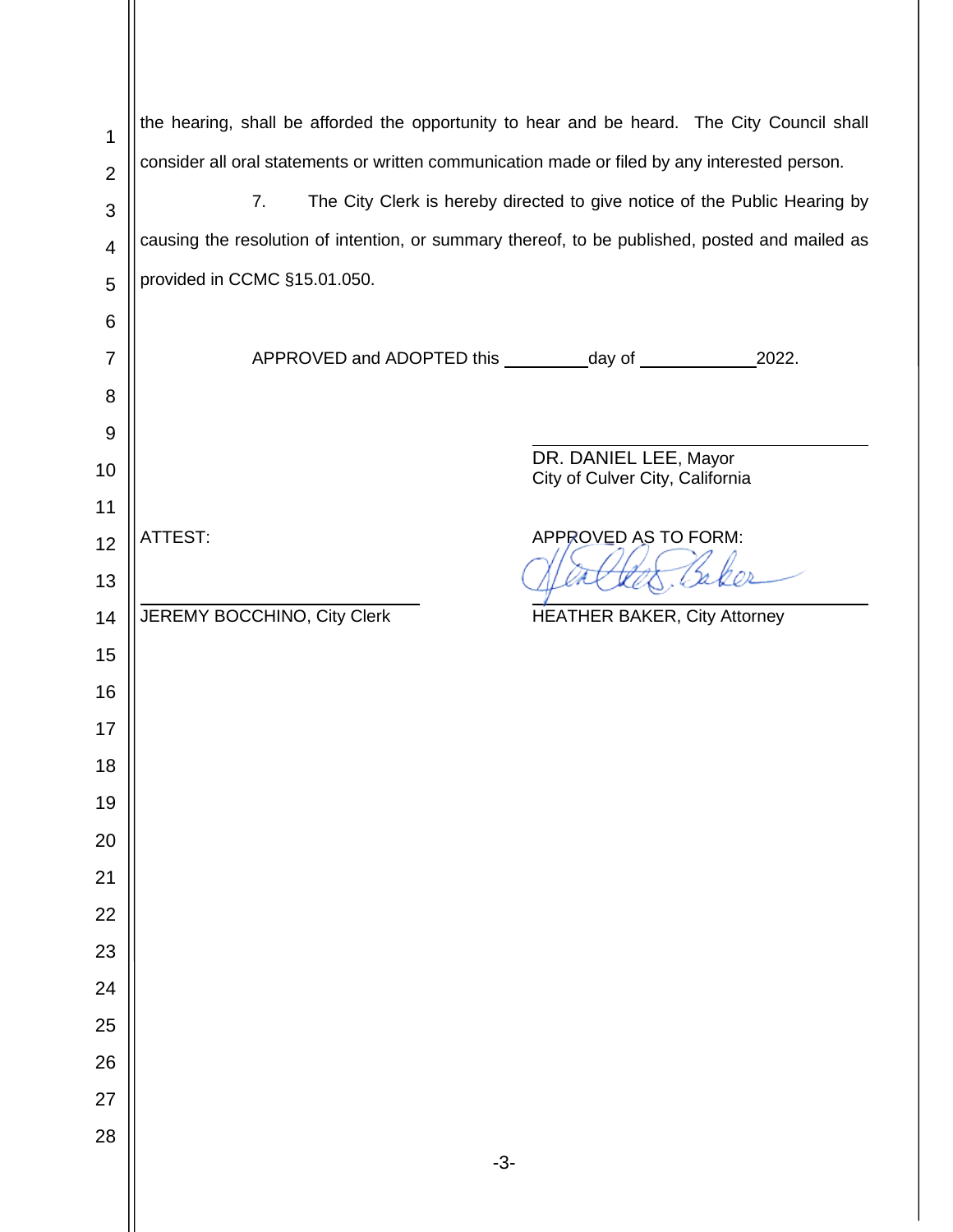the hearing, shall be afforded the opportunity to hear and be heard. The City Council shall consider all oral statements or written communication made or filed by any interested person.

7. The City Clerk is hereby directed to give notice of the Public Hearing by causing the resolution of intention, or summary thereof, to be published, posted and mailed as provided in CCMC §15.01.050.

APPROVED and ADOPTED this _________day of ____________2022.

______________________________
DR. DANIEL LEE, Mayor
City of Culver City, California

ATTEST:

______________________________
JEREMY BOCCHINO, City Clerk

APPROVED AS TO FORM:

______________________________
HEATHER BAKER, City Attorney